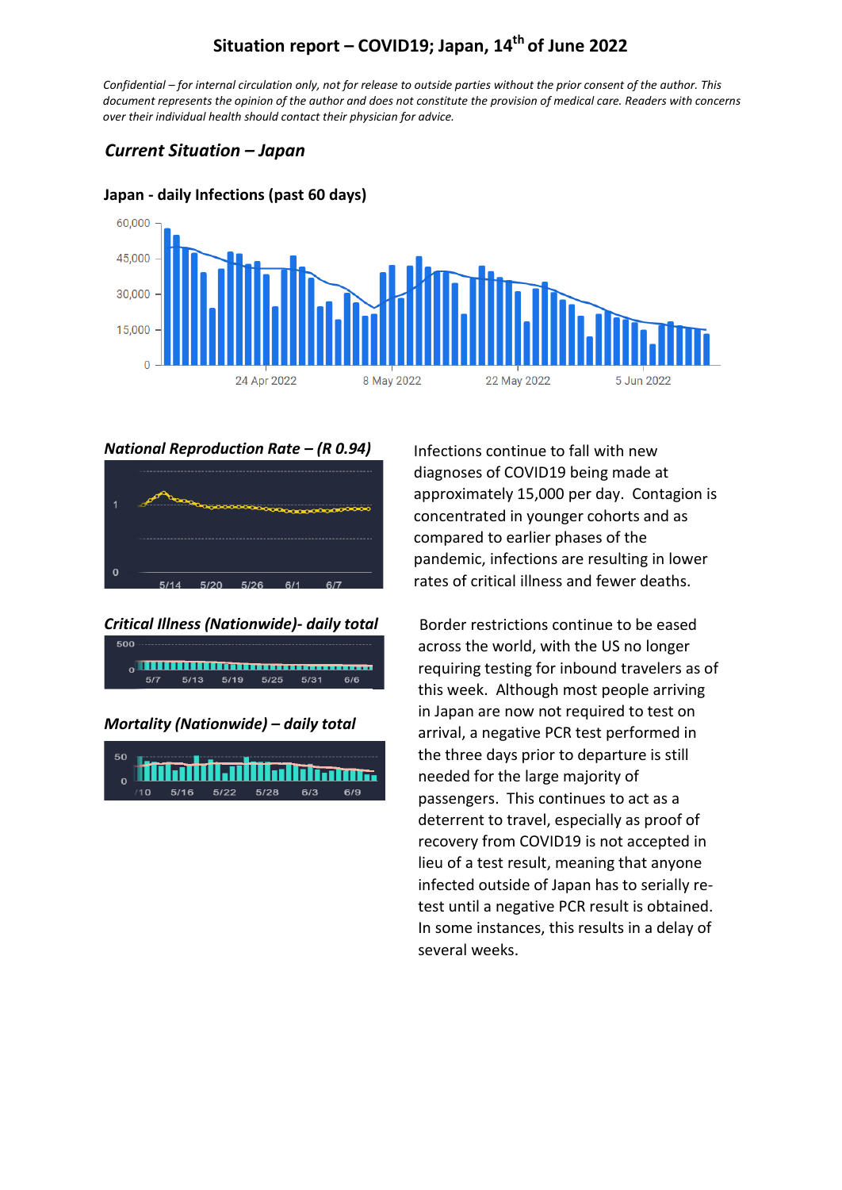# Situation report – COVID19; Japan, 14th of June 2022

*Confidential – for internal circulation only, not for release to outside parties without the prior consent of the author. This document represents the opinion of the author and does not constitute the provision of medical care. Readers with concerns over their individual health should contact their physician for advice.*

## *Current Situation – Japan*

**Japan - daily Infections (past 60 days)**

***National Reproduction Rate – (R 0.94)***

***Critical Illness (Nationwide)- daily total***

***Mortality (Nationwide) – daily total***

Infections continue to fall with new diagnoses of COVID19 being made at approximately 15,000 per day. Contagion is concentrated in younger cohorts and as compared to earlier phases of the pandemic, infections are resulting in lower rates of critical illness and fewer deaths.

Border restrictions continue to be eased across the world, with the US no longer requiring testing for inbound travelers as of this week. Although most people arriving in Japan are now not required to test on arrival, a negative PCR test performed in the three days prior to departure is still needed for the large majority of passengers. This continues to act as a deterrent to travel, especially as proof of recovery from COVID19 is not accepted in lieu of a test result, meaning that anyone infected outside of Japan has to serially re-test until a negative PCR result is obtained. In some instances, this results in a delay of several weeks.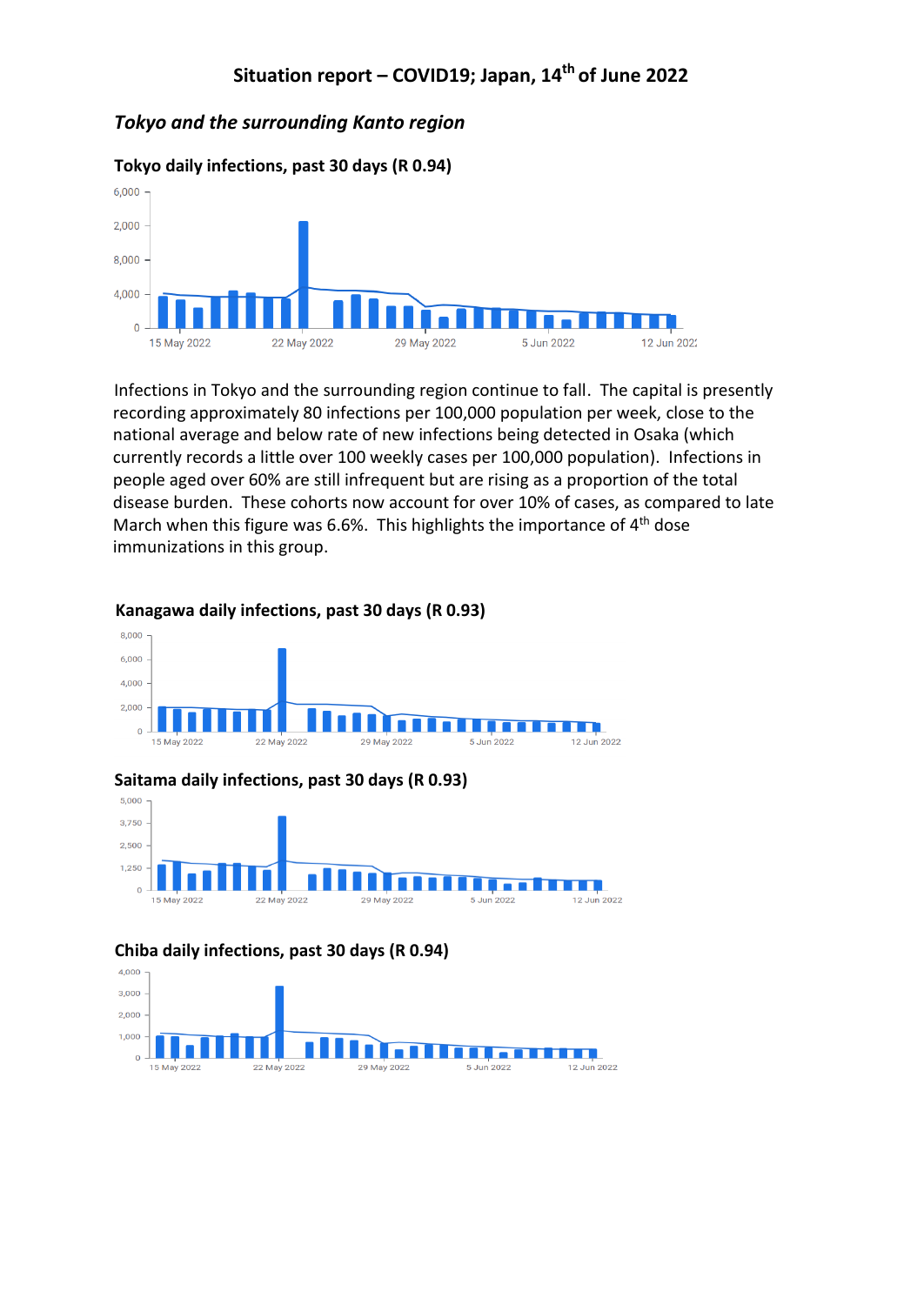## Situation report – COVID19; Japan, 14th of June 2022

### *Tokyo and the surrounding Kanto region*

**Tokyo daily infections, past 30 days (R 0.94)**

Infections in Tokyo and the surrounding region continue to fall. The capital is presently recording approximately 80 infections per 100,000 population per week, close to the national average and below rate of new infections being detected in Osaka (which currently records a little over 100 weekly cases per 100,000 population). Infections in people aged over 60% are still infrequent but are rising as a proportion of the total disease burden. These cohorts now account for over 10% of cases, as compared to late March when this figure was 6.6%. This highlights the importance of 4th dose immunizations in this group.

**Kanagawa daily infections, past 30 days (R 0.93)**

**Saitama daily infections, past 30 days (R 0.93)**

**Chiba daily infections, past 30 days (R 0.94)**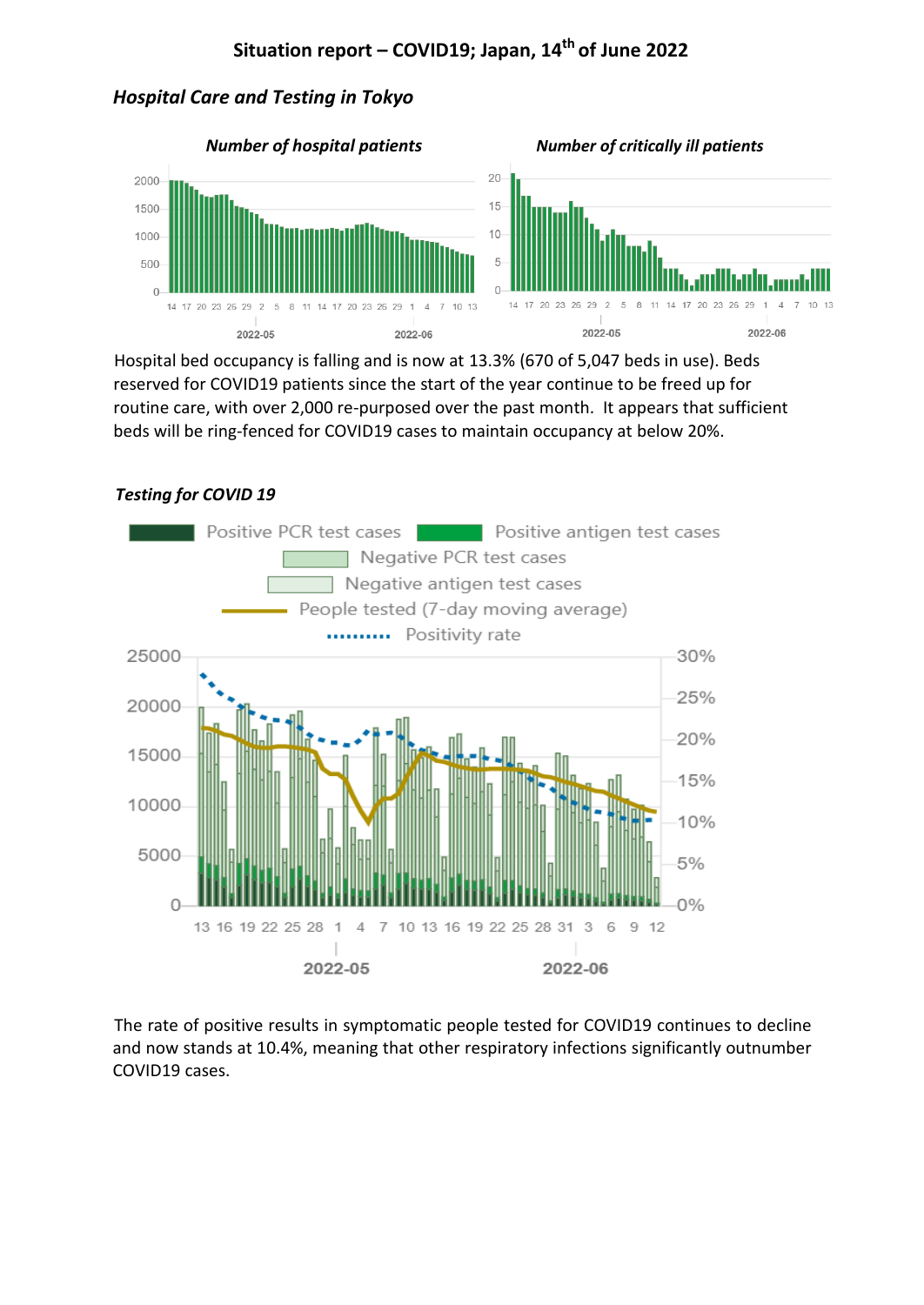# Situation report – COVID19; Japan, 14th of June 2022

### *Hospital Care and Testing in Tokyo*

***Number of hospital patients***

***Number of critically ill patients***

Hospital bed occupancy is falling and is now at 13.3% (670 of 5,047 beds in use). Beds reserved for COVID19 patients since the start of the year continue to be freed up for routine care, with over 2,000 re-purposed over the past month. It appears that sufficient beds will be ring-fenced for COVID19 cases to maintain occupancy at below 20%.

### *Testing for COVID 19*

The rate of positive results in symptomatic people tested for COVID19 continues to decline and now stands at 10.4%, meaning that other respiratory infections significantly outnumber COVID19 cases.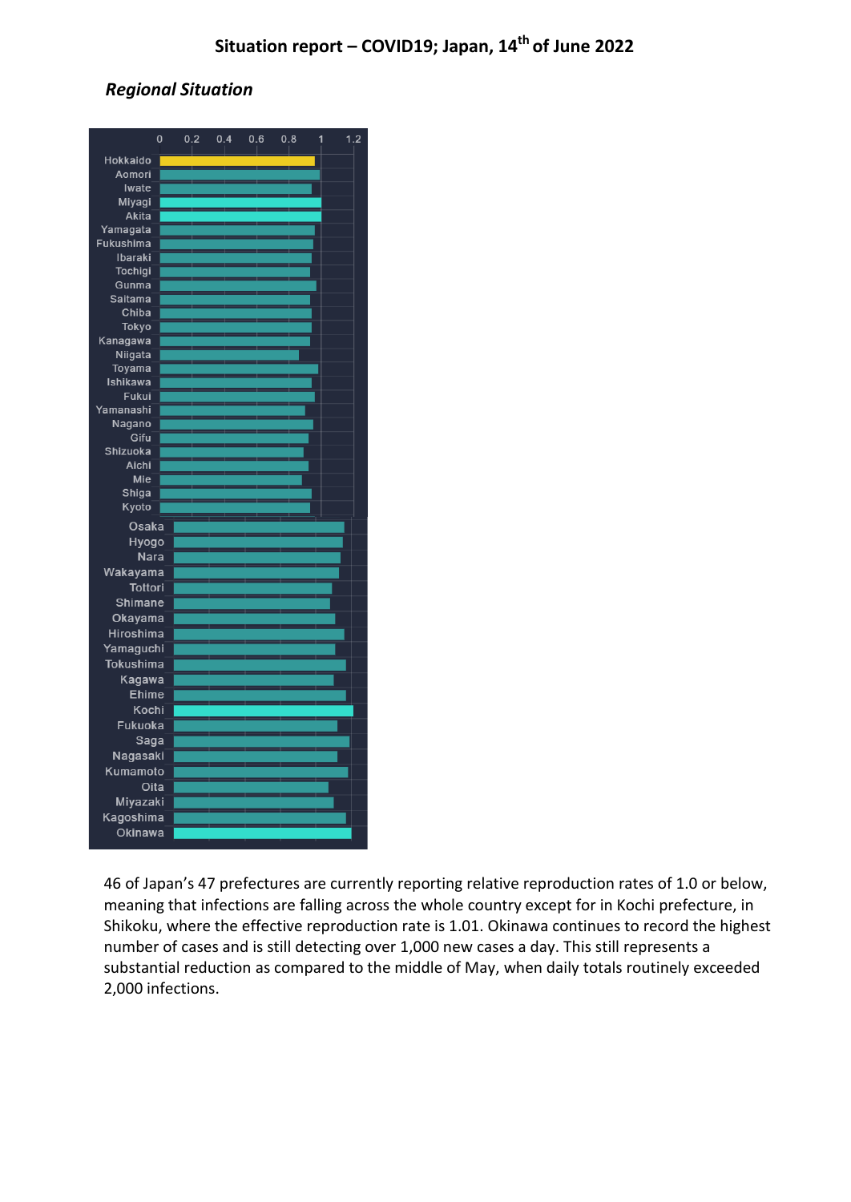# Situation report – COVID19; Japan, 14th of June 2022

### *Regional Situation*

46 of Japan's 47 prefectures are currently reporting relative reproduction rates of 1.0 or below, meaning that infections are falling across the whole country except for in Kochi prefecture, in Shikoku, where the effective reproduction rate is 1.01. Okinawa continues to record the highest number of cases and is still detecting over 1,000 new cases a day. This still represents a substantial reduction as compared to the middle of May, when daily totals routinely exceeded 2,000 infections.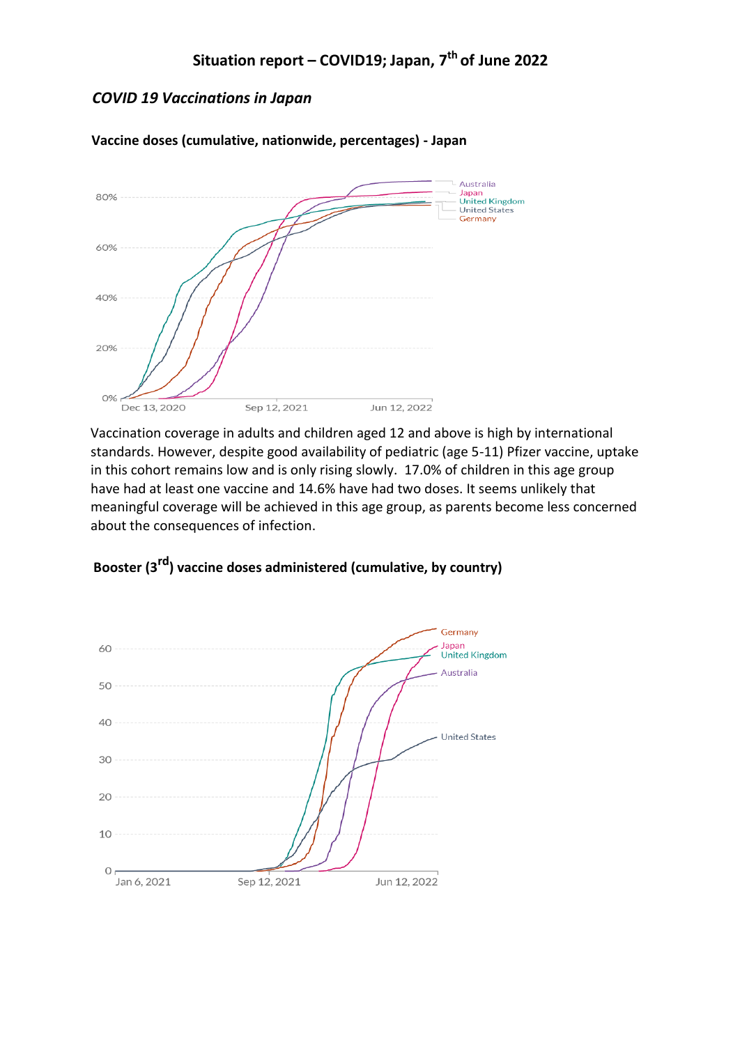## Situation report – COVID19; Japan, 7th of June 2022

### *COVID 19 Vaccinations in Japan*

**Vaccine doses (cumulative, nationwide, percentages) - Japan**

Vaccination coverage in adults and children aged 12 and above is high by international standards. However, despite good availability of pediatric (age 5-11) Pfizer vaccine, uptake in this cohort remains low and is only rising slowly. 17.0% of children in this age group have had at least one vaccine and 14.6% have had two doses. It seems unlikely that meaningful coverage will be achieved in this age group, as parents become less concerned about the consequences of infection.

**Booster (3rd) vaccine doses administered (cumulative, by country)**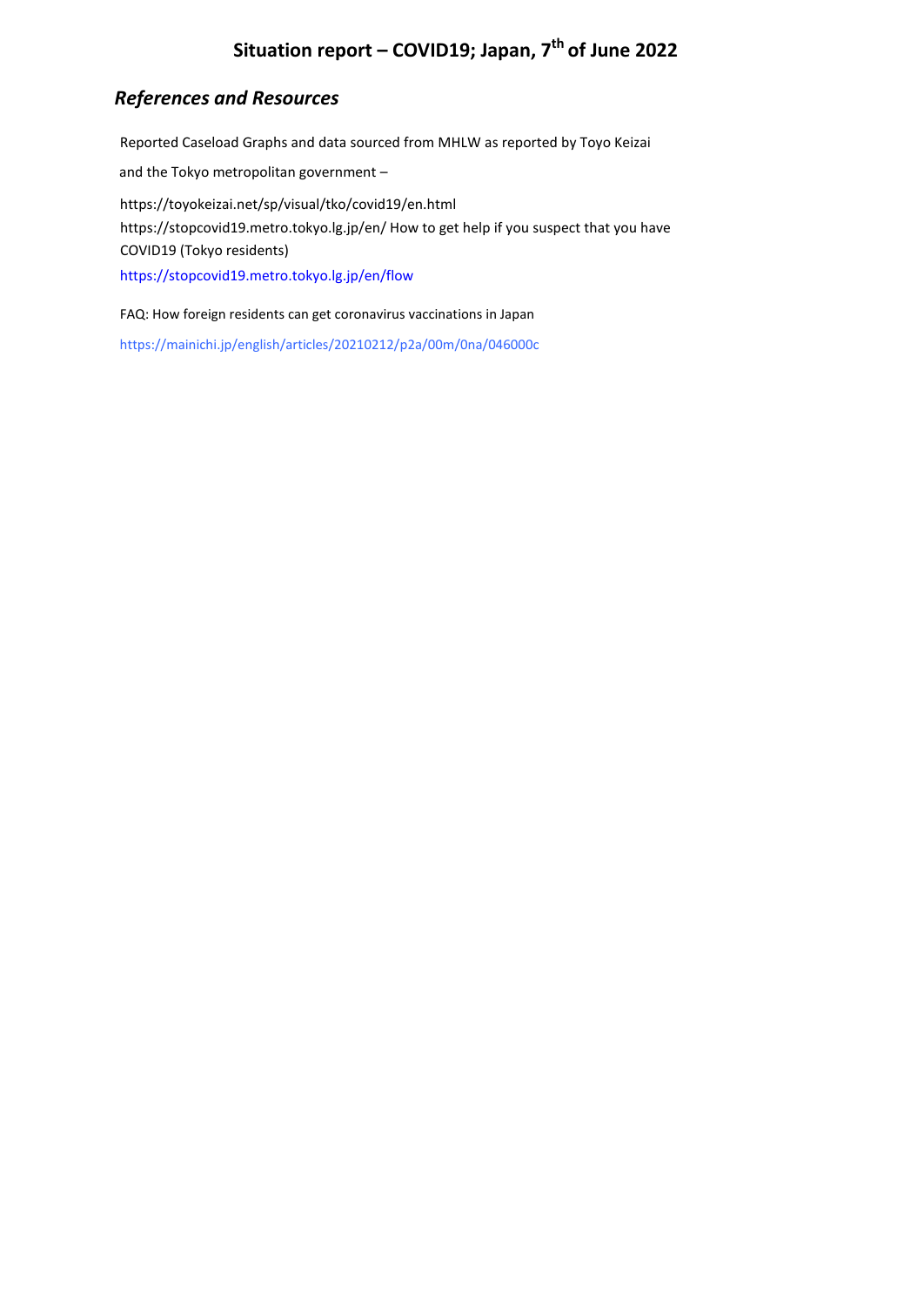# Situation report – COVID19; Japan, 7th of June 2022

## *References and Resources*

Reported Caseload Graphs and data sourced from MHLW as reported by Toyo Keizai

and the Tokyo metropolitan government –

https://toyokeizai.net/sp/visual/tko/covid19/en.html
https://stopcovid19.metro.tokyo.lg.jp/en/ How to get help if you suspect that you have COVID19 (Tokyo residents)

https://stopcovid19.metro.tokyo.lg.jp/en/flow

FAQ: How foreign residents can get coronavirus vaccinations in Japan

https://mainichi.jp/english/articles/20210212/p2a/00m/0na/046000c